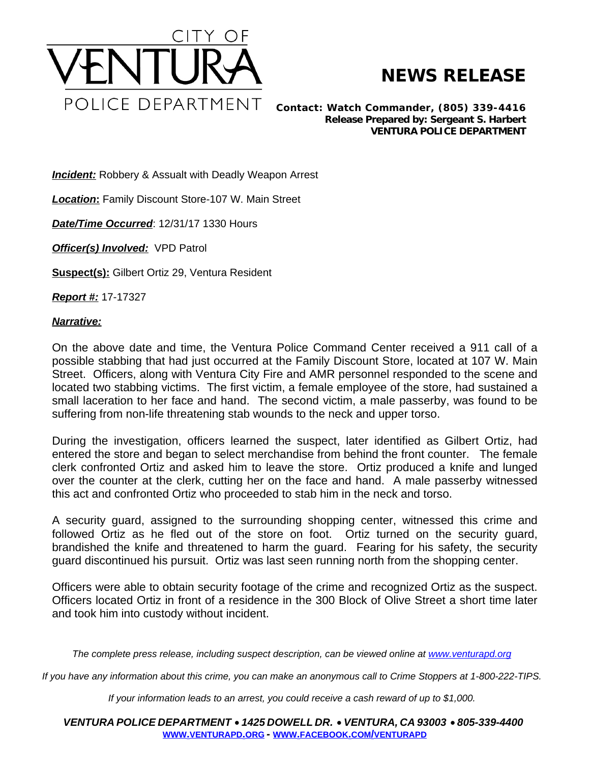CITY OF VENTURA POLICE DEPARTMENT

# NEWS RELEASE

**Contact: Watch Commander, (805) 339-4416**
**Release Prepared by: Sergeant S. Harbert**
**VENTURA POLICE DEPARTMENT**

***Incident:*** Robbery & Assault with Deadly Weapon Arrest

***Location*:** Family Discount Store-107 W. Main Street

***Date/Time Occurred***: 12/31/17 1330 Hours

***Officer(s) Involved:*** VPD Patrol

**Suspect(s):** Gilbert Ortiz 29, Ventura Resident

***Report #:*** 17-17327

***Narrative:***

On the above date and time, the Ventura Police Command Center received a 911 call of a possible stabbing that had just occurred at the Family Discount Store, located at 107 W. Main Street. Officers, along with Ventura City Fire and AMR personnel responded to the scene and located two stabbing victims. The first victim, a female employee of the store, had sustained a small laceration to her face and hand. The second victim, a male passerby, was found to be suffering from non-life threatening stab wounds to the neck and upper torso.

During the investigation, officers learned the suspect, later identified as Gilbert Ortiz, had entered the store and began to select merchandise from behind the front counter. The female clerk confronted Ortiz and asked him to leave the store. Ortiz produced a knife and lunged over the counter at the clerk, cutting her on the face and hand. A male passerby witnessed this act and confronted Ortiz who proceeded to stab him in the neck and torso.

A security guard, assigned to the surrounding shopping center, witnessed this crime and followed Ortiz as he fled out of the store on foot. Ortiz turned on the security guard, brandished the knife and threatened to harm the guard. Fearing for his safety, the security guard discontinued his pursuit. Ortiz was last seen running north from the shopping center.

Officers were able to obtain security footage of the crime and recognized Ortiz as the suspect. Officers located Ortiz in front of a residence in the 300 Block of Olive Street a short time later and took him into custody without incident.

*The complete press release, including suspect description, can be viewed online at [www.venturapd.org](http://www.venturapd.org)*

*If you have any information about this crime, you can make an anonymous call to Crime Stoppers at 1-800-222-TIPS.*

*If your information leads to an arrest, you could receive a cash reward of up to $1,000.*

***VENTURA POLICE DEPARTMENT • 1425 DOWELL DR. • VENTURA, CA 93003 • 805-339-4400***
**[WWW.VENTURAPD.ORG](http://www.venturapd.org) - [WWW.FACEBOOK.COM/VENTURAPD](http://www.facebook.com/venturapd)**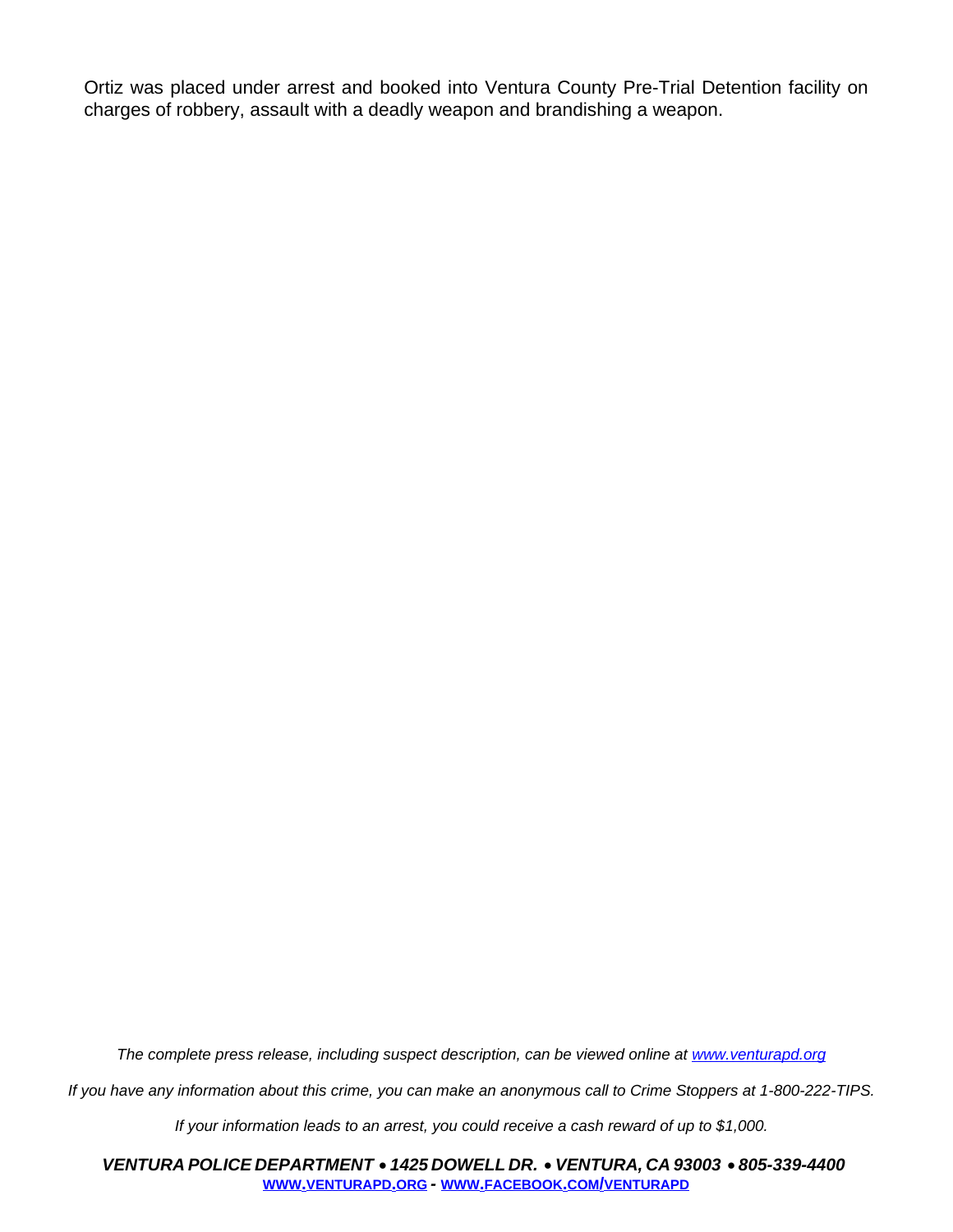Ortiz was placed under arrest and booked into Ventura County Pre-Trial Detention facility on charges of robbery, assault with a deadly weapon and brandishing a weapon.

*The complete press release, including suspect description, can be viewed online at [www.venturapd.org](http://www.venturapd.org)*

*If you have any information about this crime, you can make an anonymous call to Crime Stoppers at 1-800-222-TIPS.*

*If your information leads to an arrest, you could receive a cash reward of up to $1,000.*

***VENTURA POLICE DEPARTMENT • 1425 DOWELL DR. • VENTURA, CA 93003 • 805-339-4400***

**[WWW.VENTURAPD.ORG](http://www.venturapd.org) - [WWW.FACEBOOK.COM/VENTURAPD](http://www.facebook.com/venturapd)**